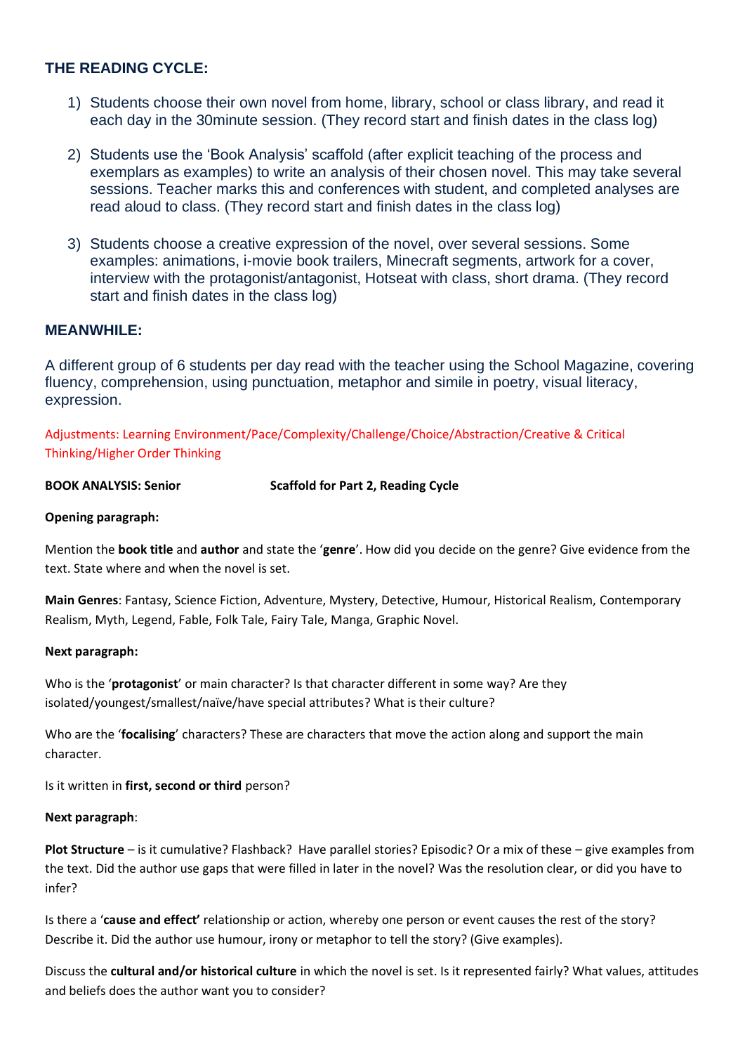## THE READING CYCLE:

1) Students choose their own novel from home, library, school or class library, and read it each day in the 30minute session. (They record start and finish dates in the class log)

2) Students use the 'Book Analysis' scaffold (after explicit teaching of the process and exemplars as examples) to write an analysis of their chosen novel. This may take several sessions. Teacher marks this and conferences with student, and completed analyses are read aloud to class. (They record start and finish dates in the class log)

3) Students choose a creative expression of the novel, over several sessions. Some examples: animations, i-movie book trailers, Minecraft segments, artwork for a cover, interview with the protagonist/antagonist, Hotseat with class, short drama. (They record start and finish dates in the class log)

## MEANWHILE:

A different group of 6 students per day read with the teacher using the School Magazine, covering fluency, comprehension, using punctuation, metaphor and simile in poetry, visual literacy, expression.

Adjustments: Learning Environment/Pace/Complexity/Challenge/Choice/Abstraction/Creative & Critical Thinking/Higher Order Thinking

**BOOK ANALYSIS: Senior** **Scaffold for Part 2, Reading Cycle**

**Opening paragraph:**

Mention the **book title** and **author** and state the '**genre**'. How did you decide on the genre? Give evidence from the text. State where and when the novel is set.

**Main Genres**: Fantasy, Science Fiction, Adventure, Mystery, Detective, Humour, Historical Realism, Contemporary Realism, Myth, Legend, Fable, Folk Tale, Fairy Tale, Manga, Graphic Novel.

**Next paragraph:**

Who is the '**protagonist**' or main character? Is that character different in some way? Are they isolated/youngest/smallest/naïve/have special attributes? What is their culture?

Who are the '**focalising**' characters? These are characters that move the action along and support the main character.

Is it written in **first, second or third** person?

**Next paragraph**:

**Plot Structure** – is it cumulative? Flashback? Have parallel stories? Episodic? Or a mix of these – give examples from the text. Did the author use gaps that were filled in later in the novel? Was the resolution clear, or did you have to infer?

Is there a '**cause and effect'** relationship or action, whereby one person or event causes the rest of the story? Describe it. Did the author use humour, irony or metaphor to tell the story? (Give examples).

Discuss the **cultural and/or historical culture** in which the novel is set. Is it represented fairly? What values, attitudes and beliefs does the author want you to consider?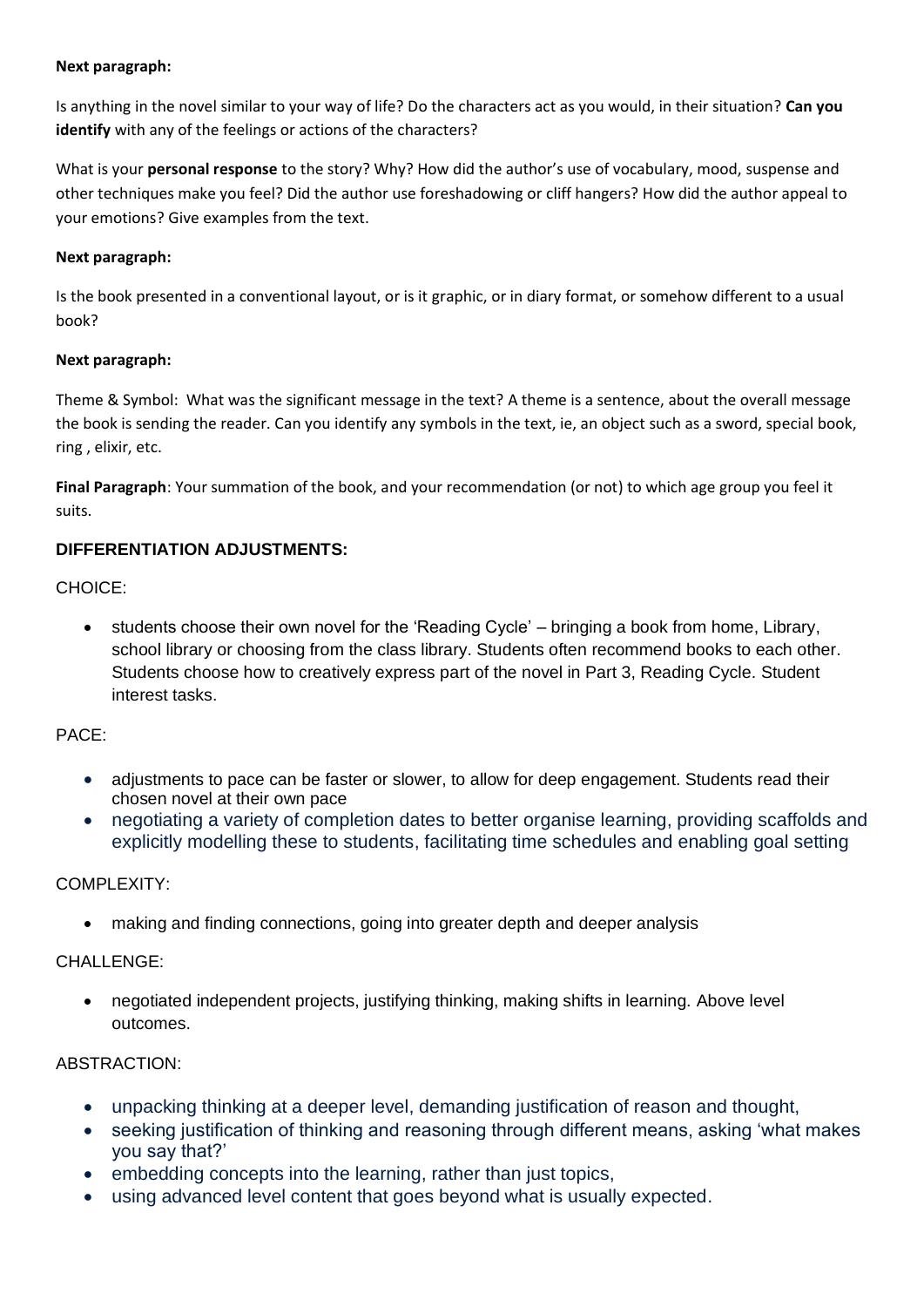**Next paragraph:**

Is anything in the novel similar to your way of life? Do the characters act as you would, in their situation? **Can you identify** with any of the feelings or actions of the characters?

What is your **personal response** to the story? Why? How did the author's use of vocabulary, mood, suspense and other techniques make you feel? Did the author use foreshadowing or cliff hangers? How did the author appeal to your emotions? Give examples from the text.

**Next paragraph:**

Is the book presented in a conventional layout, or is it graphic, or in diary format, or somehow different to a usual book?

**Next paragraph:**

Theme & Symbol: What was the significant message in the text? A theme is a sentence, about the overall message the book is sending the reader. Can you identify any symbols in the text, ie, an object such as a sword, special book, ring , elixir, etc.

**Final Paragraph**: Your summation of the book, and your recommendation (or not) to which age group you feel it suits.

### DIFFERENTIATION ADJUSTMENTS:

CHOICE:

- students choose their own novel for the 'Reading Cycle' – bringing a book from home, Library, school library or choosing from the class library. Students often recommend books to each other. Students choose how to creatively express part of the novel in Part 3, Reading Cycle. Student interest tasks.

PACE:

- adjustments to pace can be faster or slower, to allow for deep engagement. Students read their chosen novel at their own pace
- negotiating a variety of completion dates to better organise learning, providing scaffolds and explicitly modelling these to students, facilitating time schedules and enabling goal setting

COMPLEXITY:

- making and finding connections, going into greater depth and deeper analysis

CHALLENGE:

- negotiated independent projects, justifying thinking, making shifts in learning. Above level outcomes.

ABSTRACTION:

- unpacking thinking at a deeper level, demanding justification of reason and thought,
- seeking justification of thinking and reasoning through different means, asking 'what makes you say that?'
- embedding concepts into the learning, rather than just topics,
- using advanced level content that goes beyond what is usually expected.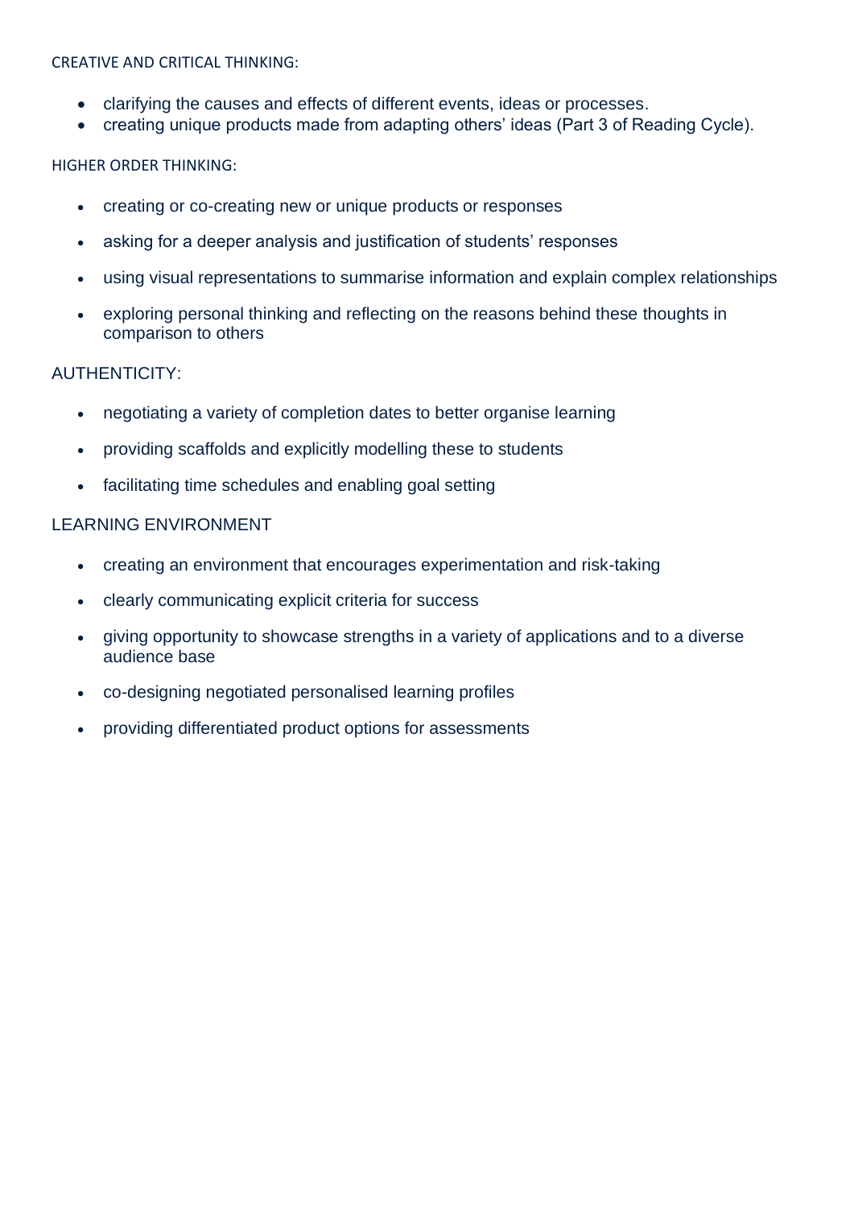CREATIVE AND CRITICAL THINKING:

- clarifying the causes and effects of different events, ideas or processes.
- creating unique products made from adapting others' ideas (Part 3 of Reading Cycle).

HIGHER ORDER THINKING:

- creating or co-creating new or unique products or responses
- asking for a deeper analysis and justification of students' responses
- using visual representations to summarise information and explain complex relationships
- exploring personal thinking and reflecting on the reasons behind these thoughts in comparison to others

AUTHENTICITY:

- negotiating a variety of completion dates to better organise learning
- providing scaffolds and explicitly modelling these to students
- facilitating time schedules and enabling goal setting

LEARNING ENVIRONMENT

- creating an environment that encourages experimentation and risk-taking
- clearly communicating explicit criteria for success
- giving opportunity to showcase strengths in a variety of applications and to a diverse audience base
- co-designing negotiated personalised learning profiles
- providing differentiated product options for assessments